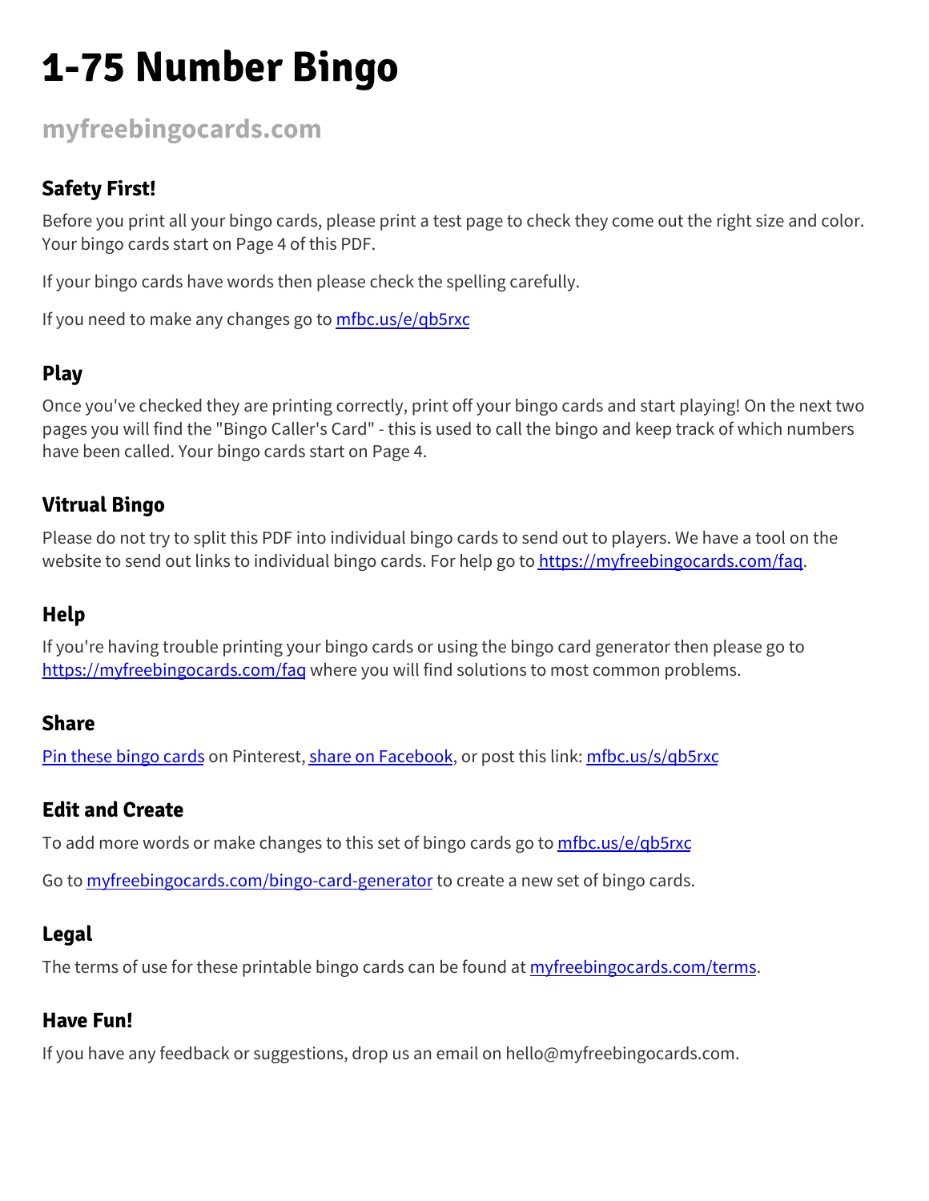# 1-75 Number Bingo

**myfreebingocards.com**

### Safety First!

Before you print all your bingo cards, please print a test page to check they come out the right size and color. Your bingo cards start on Page 4 of this PDF.

If your bingo cards have words then please check the spelling carefully.

If you need to make any changes go to [mfbc.us/e/qb5rxc](mfbc.us/e/qb5rxc)

### Play

Once you've checked they are printing correctly, print off your bingo cards and start playing! On the next two pages you will find the "Bingo Caller's Card" - this is used to call the bingo and keep track of which numbers have been called. Your bingo cards start on Page 4.

### Vitrual Bingo

Please do not try to split this PDF into individual bingo cards to send out to players. We have a tool on the website to send out links to individual bingo cards. For help go to [https://myfreebingocards.com/faq](https://myfreebingocards.com/faq).

### Help

If you're having trouble printing your bingo cards or using the bingo card generator then please go to [https://myfreebingocards.com/faq](https://myfreebingocards.com/faq) where you will find solutions to most common problems.

### Share

Pin these bingo cards on Pinterest, share on Facebook, or post this link: [mfbc.us/s/qb5rxc](mfbc.us/s/qb5rxc)

### Edit and Create

To add more words or make changes to this set of bingo cards go to [mfbc.us/e/qb5rxc](mfbc.us/e/qb5rxc)

Go to [myfreebingocards.com/bingo-card-generator](myfreebingocards.com/bingo-card-generator) to create a new set of bingo cards.

### Legal

The terms of use for these printable bingo cards can be found at [myfreebingocards.com/terms](myfreebingocards.com/terms).

### Have Fun!

If you have any feedback or suggestions, drop us an email on hello@myfreebingocards.com.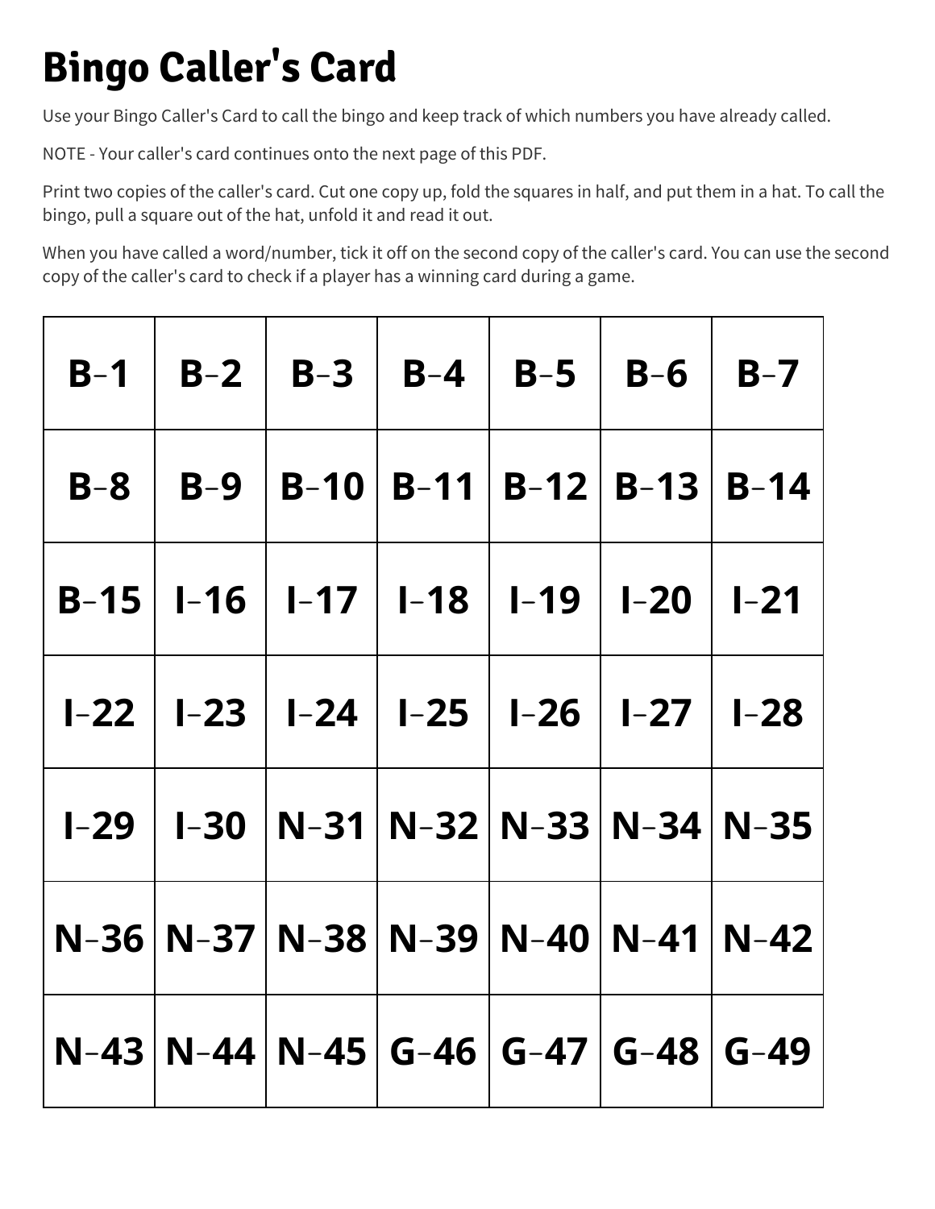# Bingo Caller's Card

Use your Bingo Caller's Card to call the bingo and keep track of which numbers you have already called.

NOTE - Your caller's card continues onto the next page of this PDF.

Print two copies of the caller's card. Cut one copy up, fold the squares in half, and put them in a hat. To call the bingo, pull a square out of the hat, unfold it and read it out.

When you have called a word/number, tick it off on the second copy of the caller's card. You can use the second copy of the caller's card to check if a player has a winning card during a game.

| | | | | | | |
|---|---|---|---|---|---|---|
| B–1 | B–2 | B–3 | B–4 | B–5 | B–6 | B–7 |
| B–8 | B–9 | B–10 | B–11 | B–12 | B–13 | B–14 |
| B–15 | I–16 | I–17 | I–18 | I–19 | I–20 | I–21 |
| I–22 | I–23 | I–24 | I–25 | I–26 | I–27 | I–28 |
| I–29 | I–30 | N–31 | N–32 | N–33 | N–34 | N–35 |
| N–36 | N–37 | N–38 | N–39 | N–40 | N–41 | N–42 |
| N–43 | N–44 | N–45 | G–46 | G–47 | G–48 | G–49 |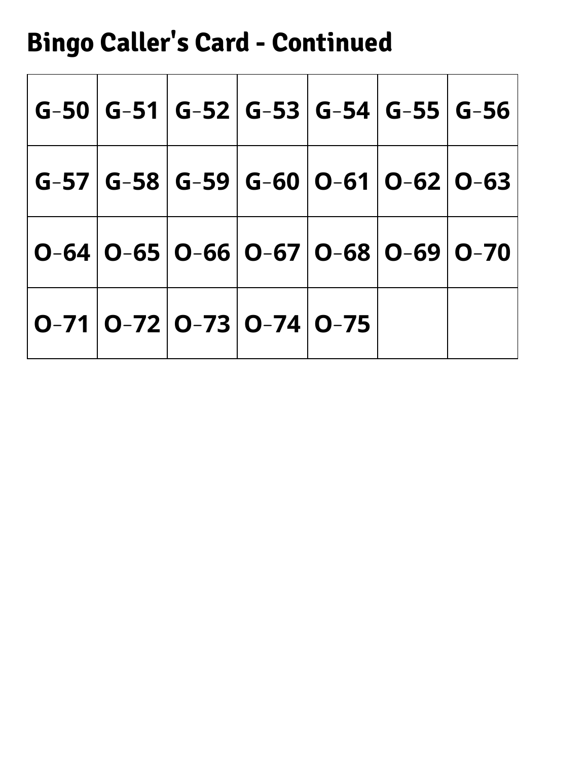## Bingo Caller's Card - Continued

| G-50 | G-51 | G-52 | G-53 | G-54 | G-55 | G-56 |
|---|---|---|---|---|---|---|
| G-57 | G-58 | G-59 | G-60 | O-61 | O-62 | O-63 |
| O-64 | O-65 | O-66 | O-67 | O-68 | O-69 | O-70 |
| O-71 | O-72 | O-73 | O-74 | O-75 | | |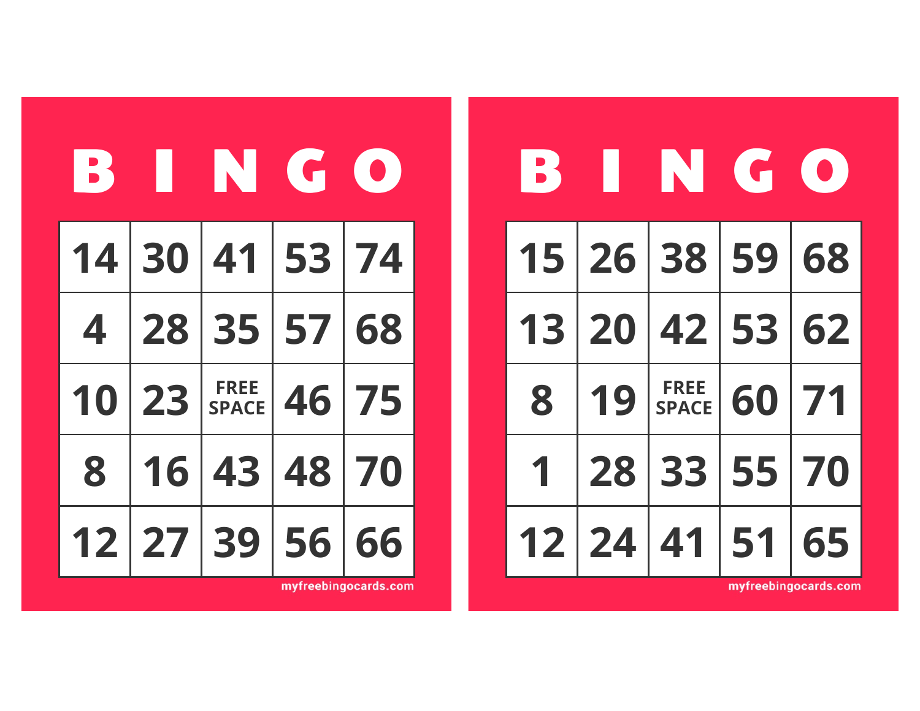| B | I | N | G | O |
|---|---|---|---|---|
| 14 | 30 | 41 | 53 | 74 |
| 4 | 28 | 35 | 57 | 68 |
| 10 | 23 | FREE SPACE | 46 | 75 |
| 8 | 16 | 43 | 48 | 70 |
| 12 | 27 | 39 | 56 | 66 |

myfreebingocards.com

| B | I | N | G | O |
|---|---|---|---|---|
| 15 | 26 | 38 | 59 | 68 |
| 13 | 20 | 42 | 53 | 62 |
| 8 | 19 | FREE SPACE | 60 | 71 |
| 1 | 28 | 33 | 55 | 70 |
| 12 | 24 | 41 | 51 | 65 |

myfreebingocards.com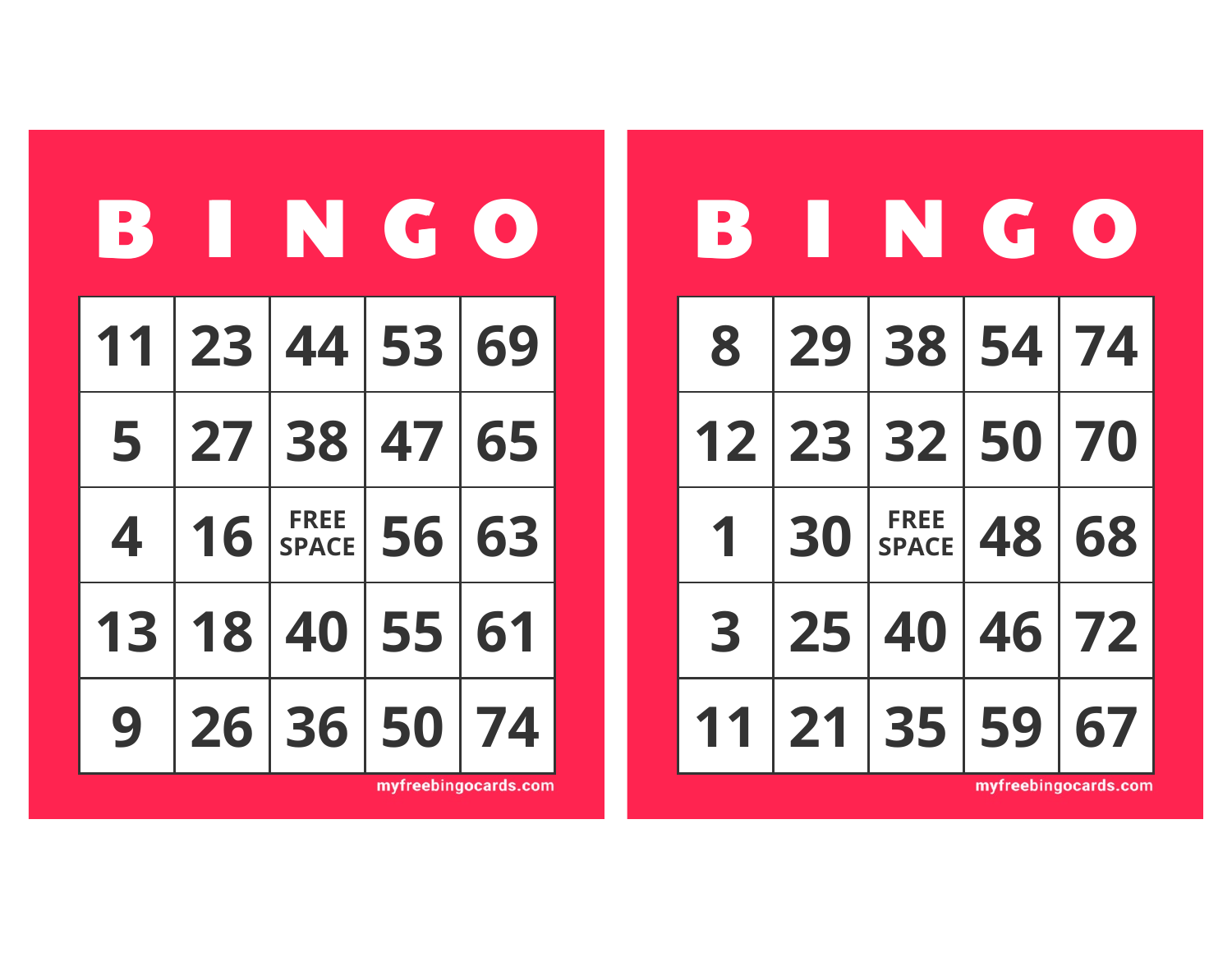| B | I | N | G | O |
|---|---|---|---|---|
| 11 | 23 | 44 | 53 | 69 |
| 5 | 27 | 38 | 47 | 65 |
| 4 | 16 | FREE SPACE | 56 | 63 |
| 13 | 18 | 40 | 55 | 61 |
| 9 | 26 | 36 | 50 | 74 |

myfreebingocards.com

| B | I | N | G | O |
|---|---|---|---|---|
| 8 | 29 | 38 | 54 | 74 |
| 12 | 23 | 32 | 50 | 70 |
| 1 | 30 | FREE SPACE | 48 | 68 |
| 3 | 25 | 40 | 46 | 72 |
| 11 | 21 | 35 | 59 | 67 |

myfreebingocards.com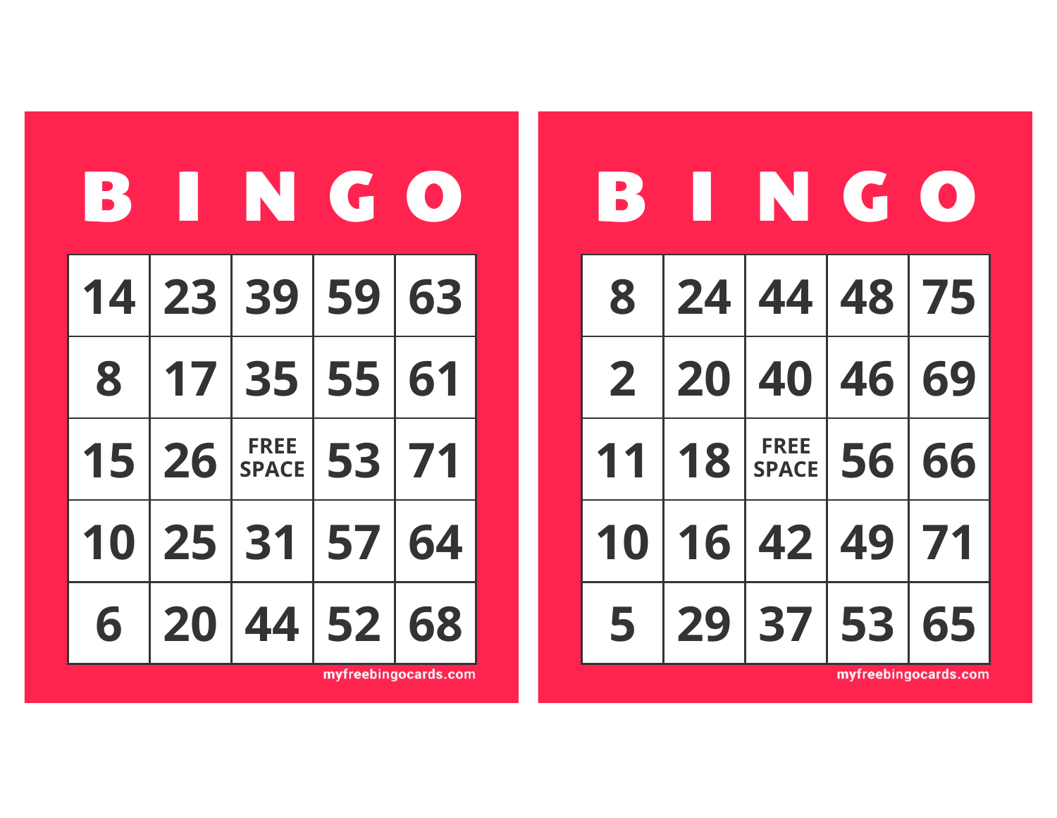| B | I | N | G | O |
|---|---|---|---|---|
| 14 | 23 | 39 | 59 | 63 |
| 8 | 17 | 35 | 55 | 61 |
| 15 | 26 | FREE SPACE | 53 | 71 |
| 10 | 25 | 31 | 57 | 64 |
| 6 | 20 | 44 | 52 | 68 |

myfreebingocards.com

| B | I | N | G | O |
|---|---|---|---|---|
| 8 | 24 | 44 | 48 | 75 |
| 2 | 20 | 40 | 46 | 69 |
| 11 | 18 | FREE SPACE | 56 | 66 |
| 10 | 16 | 42 | 49 | 71 |
| 5 | 29 | 37 | 53 | 65 |

myfreebingocards.com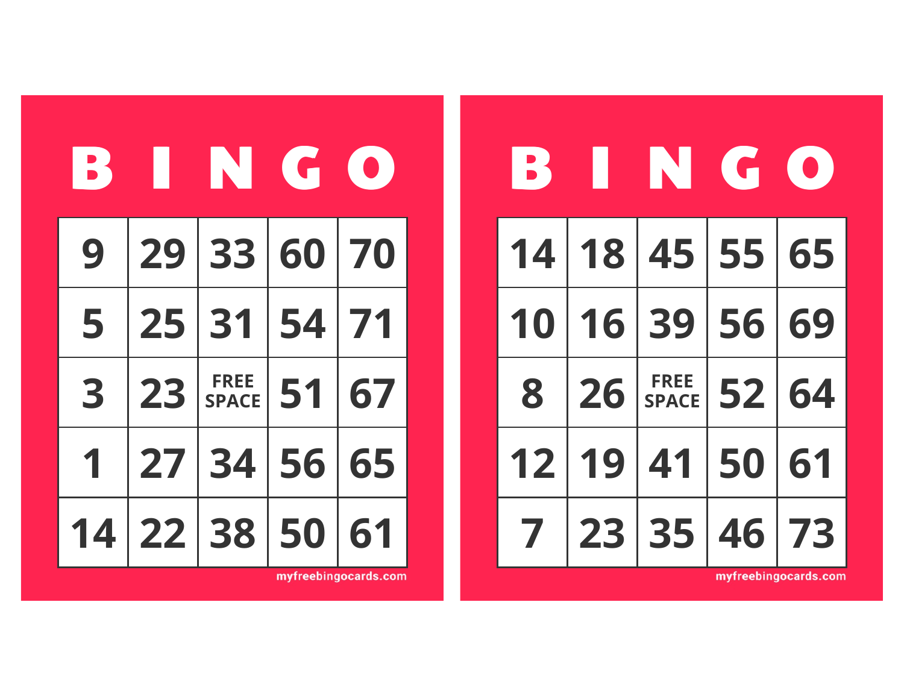| B | I | N | G | O |
|---|---|---|---|---|
| 9 | 29 | 33 | 60 | 70 |
| 5 | 25 | 31 | 54 | 71 |
| 3 | 23 | FREE SPACE | 51 | 67 |
| 1 | 27 | 34 | 56 | 65 |
| 14 | 22 | 38 | 50 | 61 |

myfreebingocards.com

| B | I | N | G | O |
|---|---|---|---|---|
| 14 | 18 | 45 | 55 | 65 |
| 10 | 16 | 39 | 56 | 69 |
| 8 | 26 | FREE SPACE | 52 | 64 |
| 12 | 19 | 41 | 50 | 61 |
| 7 | 23 | 35 | 46 | 73 |

myfreebingocards.com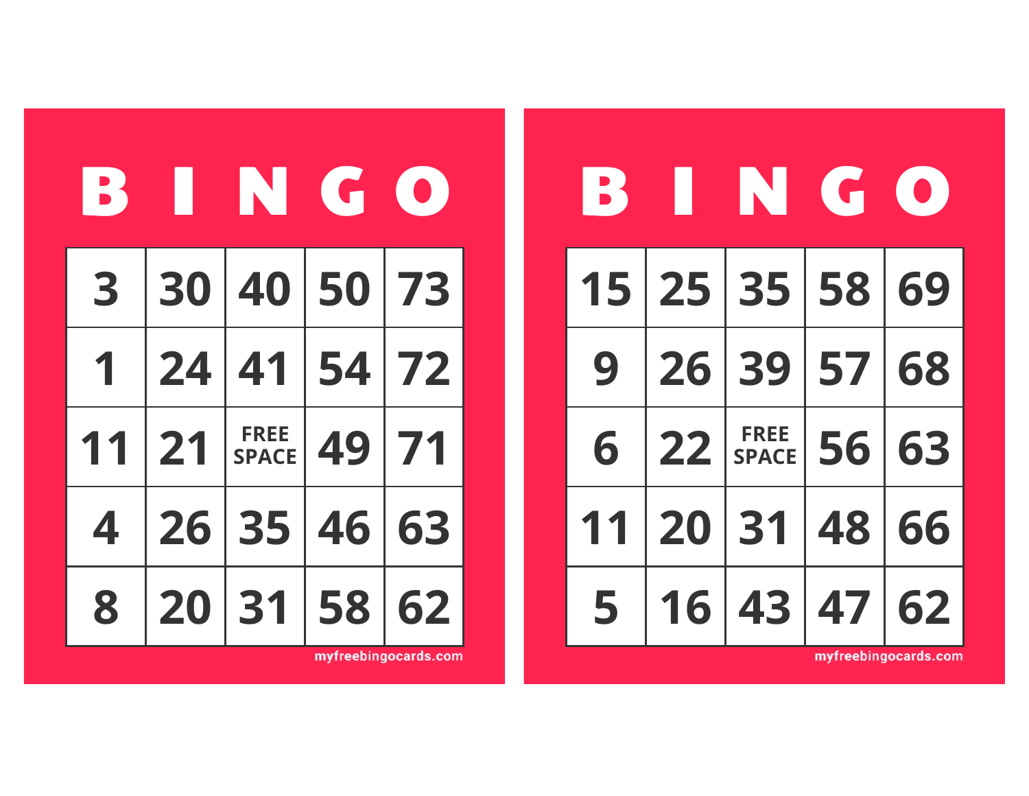| B | I | N | G | O |
|---|---|---|---|---|
| 3 | 30 | 40 | 50 | 73 |
| 1 | 24 | 41 | 54 | 72 |
| 11 | 21 | FREE SPACE | 49 | 71 |
| 4 | 26 | 35 | 46 | 63 |
| 8 | 20 | 31 | 58 | 62 |

myfreebingocards.com

| B | I | N | G | O |
|---|---|---|---|---|
| 15 | 25 | 35 | 58 | 69 |
| 9 | 26 | 39 | 57 | 68 |
| 6 | 22 | FREE SPACE | 56 | 63 |
| 11 | 20 | 31 | 48 | 66 |
| 5 | 16 | 43 | 47 | 62 |

myfreebingocards.com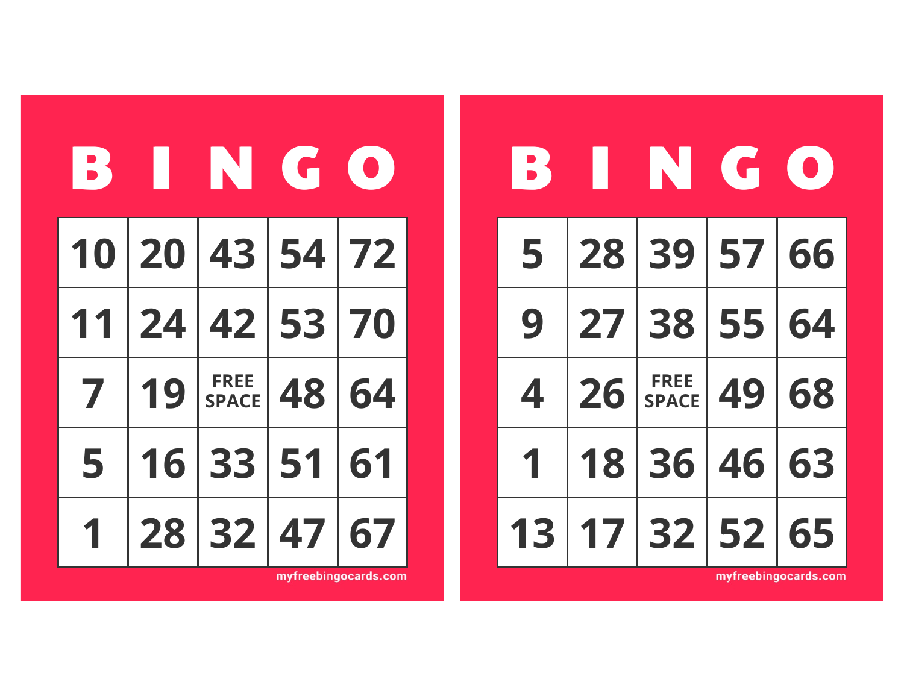| B | I | N | G | O |
|---|---|---|---|---|
| 10 | 20 | 43 | 54 | 72 |
| 11 | 24 | 42 | 53 | 70 |
| 7 | 19 | FREE SPACE | 48 | 64 |
| 5 | 16 | 33 | 51 | 61 |
| 1 | 28 | 32 | 47 | 67 |

myfreebingocards.com

| B | I | N | G | O |
|---|---|---|---|---|
| 5 | 28 | 39 | 57 | 66 |
| 9 | 27 | 38 | 55 | 64 |
| 4 | 26 | FREE SPACE | 49 | 68 |
| 1 | 18 | 36 | 46 | 63 |
| 13 | 17 | 32 | 52 | 65 |

myfreebingocards.com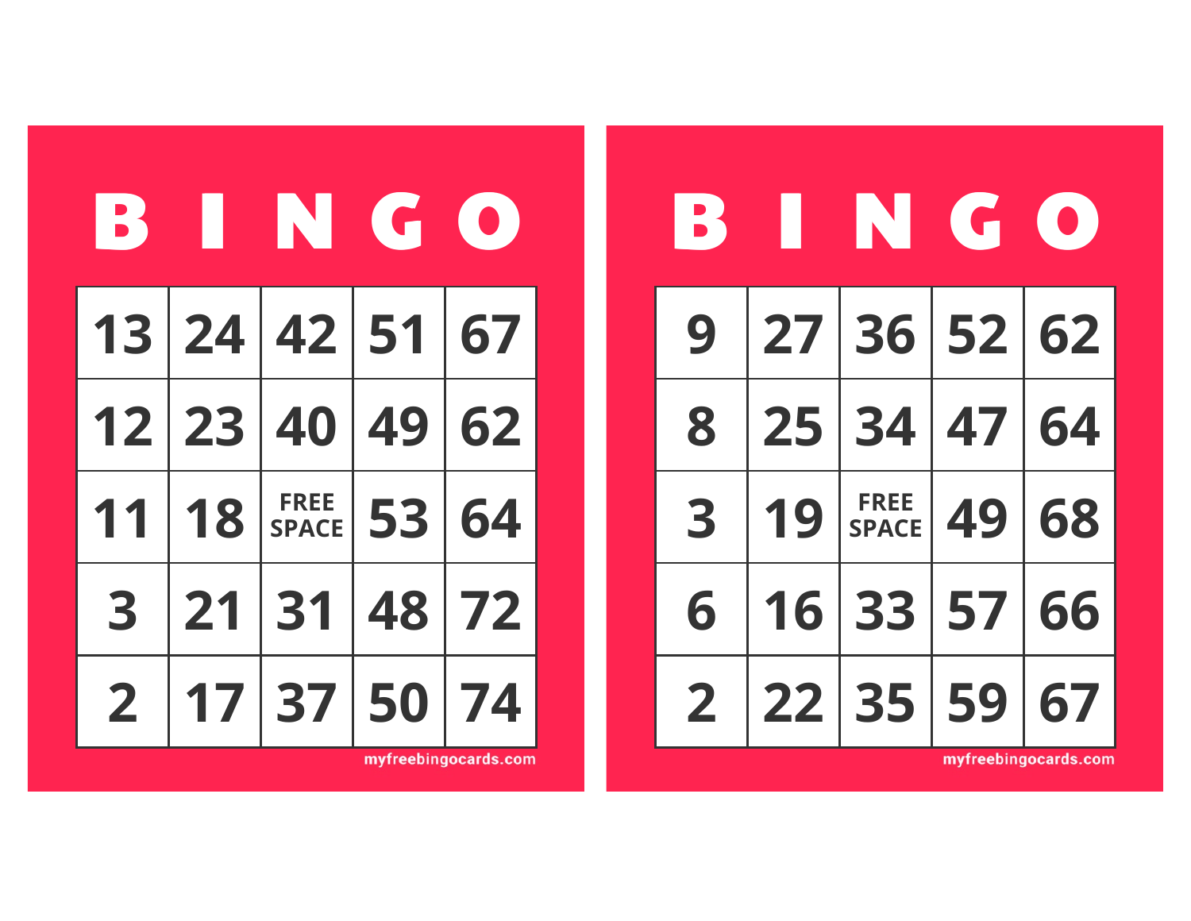| B | I | N | G | O |
|---|---|---|---|---|
| 13 | 24 | 42 | 51 | 67 |
| 12 | 23 | 40 | 49 | 62 |
| 11 | 18 | FREE SPACE | 53 | 64 |
| 3 | 21 | 31 | 48 | 72 |
| 2 | 17 | 37 | 50 | 74 |

myfreebingocards.com

| B | I | N | G | O |
|---|---|---|---|---|
| 9 | 27 | 36 | 52 | 62 |
| 8 | 25 | 34 | 47 | 64 |
| 3 | 19 | FREE SPACE | 49 | 68 |
| 6 | 16 | 33 | 57 | 66 |
| 2 | 22 | 35 | 59 | 67 |

myfreebingocards.com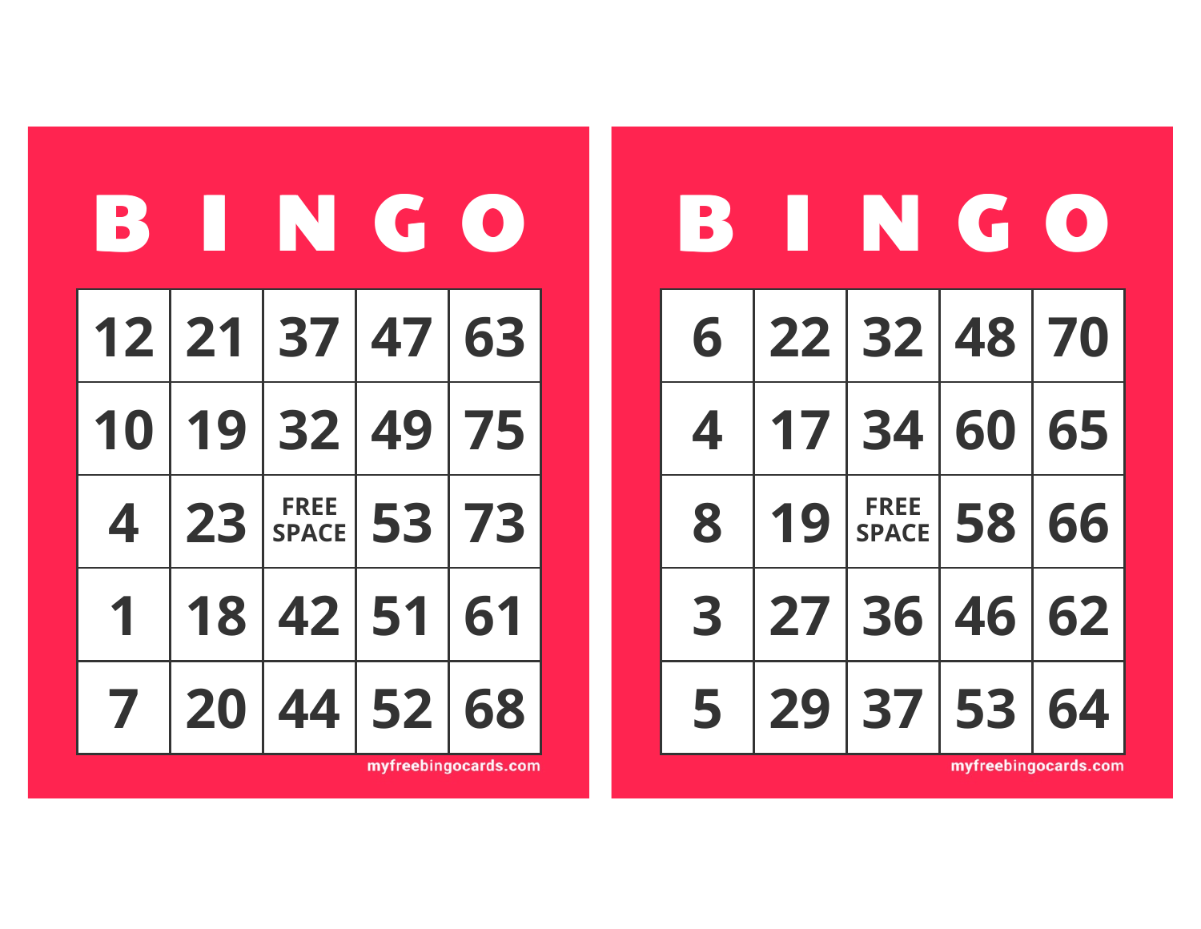| B | I | N | G | O |
|---|---|---|---|---|
| 12 | 21 | 37 | 47 | 63 |
| 10 | 19 | 32 | 49 | 75 |
| 4 | 23 | FREE SPACE | 53 | 73 |
| 1 | 18 | 42 | 51 | 61 |
| 7 | 20 | 44 | 52 | 68 |

myfreebingocards.com

| B | I | N | G | O |
|---|---|---|---|---|
| 6 | 22 | 32 | 48 | 70 |
| 4 | 17 | 34 | 60 | 65 |
| 8 | 19 | FREE SPACE | 58 | 66 |
| 3 | 27 | 36 | 46 | 62 |
| 5 | 29 | 37 | 53 | 64 |

myfreebingocards.com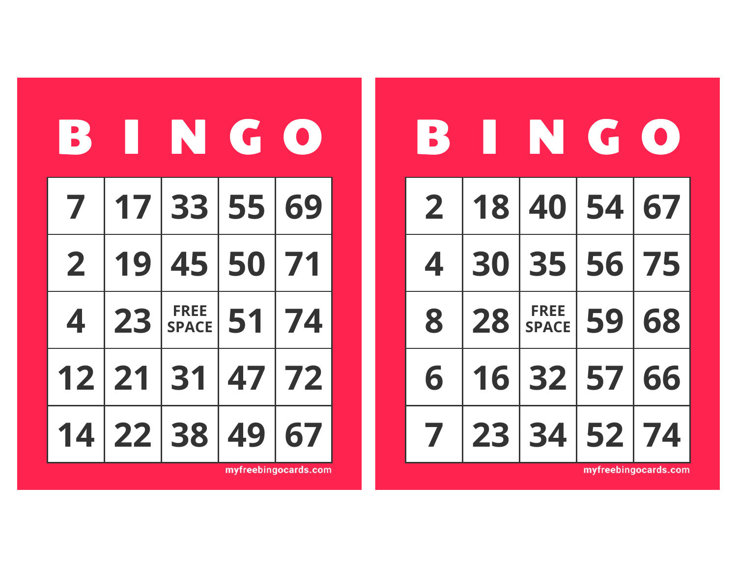| B | I | N | G | O |
|---|---|---|---|---|
| 7 | 17 | 33 | 55 | 69 |
| 2 | 19 | 45 | 50 | 71 |
| 4 | 23 | FREE SPACE | 51 | 74 |
| 12 | 21 | 31 | 47 | 72 |
| 14 | 22 | 38 | 49 | 67 |

myfreebingocards.com

| B | I | N | G | O |
|---|---|---|---|---|
| 2 | 18 | 40 | 54 | 67 |
| 4 | 30 | 35 | 56 | 75 |
| 8 | 28 | FREE SPACE | 59 | 68 |
| 6 | 16 | 32 | 57 | 66 |
| 7 | 23 | 34 | 52 | 74 |

myfreebingocards.com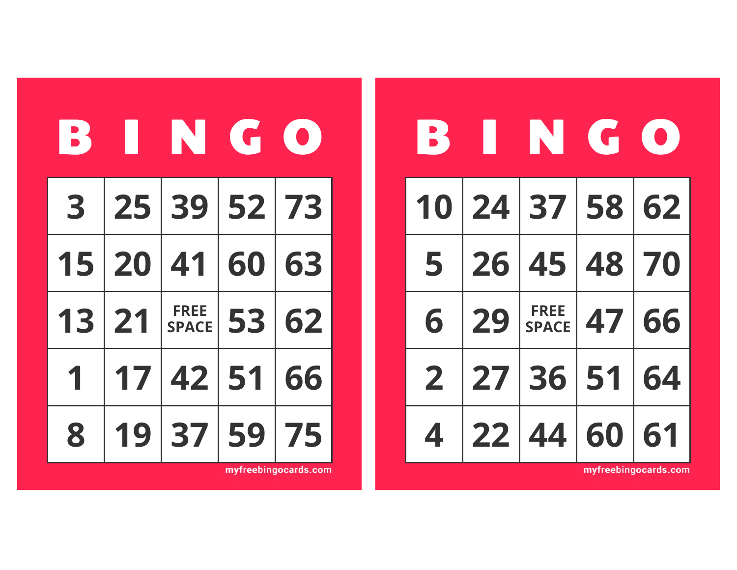| B | I | N | G | O |
|---|---|---|---|---|
| 3 | 25 | 39 | 52 | 73 |
| 15 | 20 | 41 | 60 | 63 |
| 13 | 21 | FREE SPACE | 53 | 62 |
| 1 | 17 | 42 | 51 | 66 |
| 8 | 19 | 37 | 59 | 75 |

myfreebingocards.com

| B | I | N | G | O |
|---|---|---|---|---|
| 10 | 24 | 37 | 58 | 62 |
| 5 | 26 | 45 | 48 | 70 |
| 6 | 29 | FREE SPACE | 47 | 66 |
| 2 | 27 | 36 | 51 | 64 |
| 4 | 22 | 44 | 60 | 61 |

myfreebingocards.com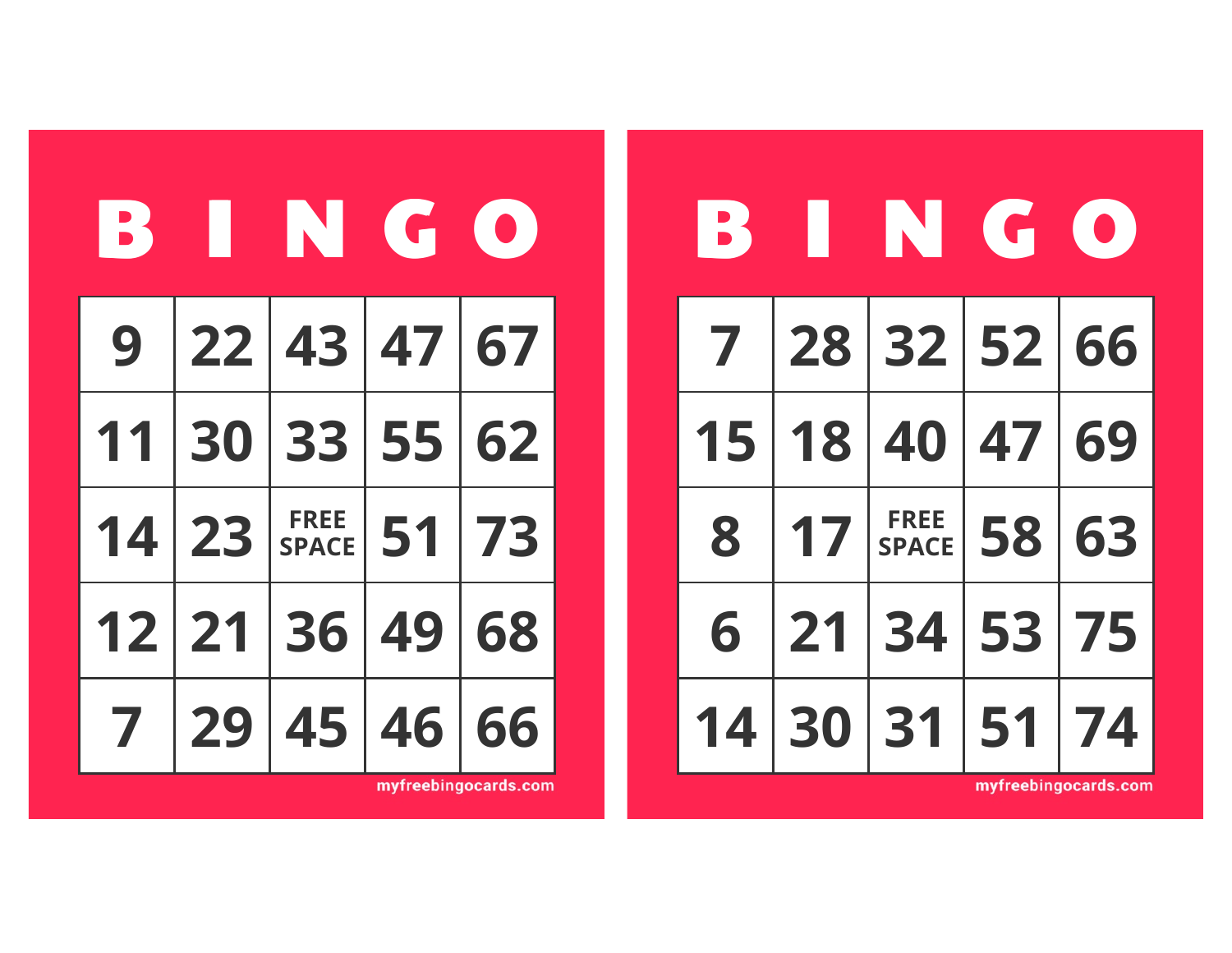| B | I | N | G | O |
|---|---|---|---|---|
| 9 | 22 | 43 | 47 | 67 |
| 11 | 30 | 33 | 55 | 62 |
| 14 | 23 | FREE SPACE | 51 | 73 |
| 12 | 21 | 36 | 49 | 68 |
| 7 | 29 | 45 | 46 | 66 |

myfreebingocards.com

| B | I | N | G | O |
|---|---|---|---|---|
| 7 | 28 | 32 | 52 | 66 |
| 15 | 18 | 40 | 47 | 69 |
| 8 | 17 | FREE SPACE | 58 | 63 |
| 6 | 21 | 34 | 53 | 75 |
| 14 | 30 | 31 | 51 | 74 |

myfreebingocards.com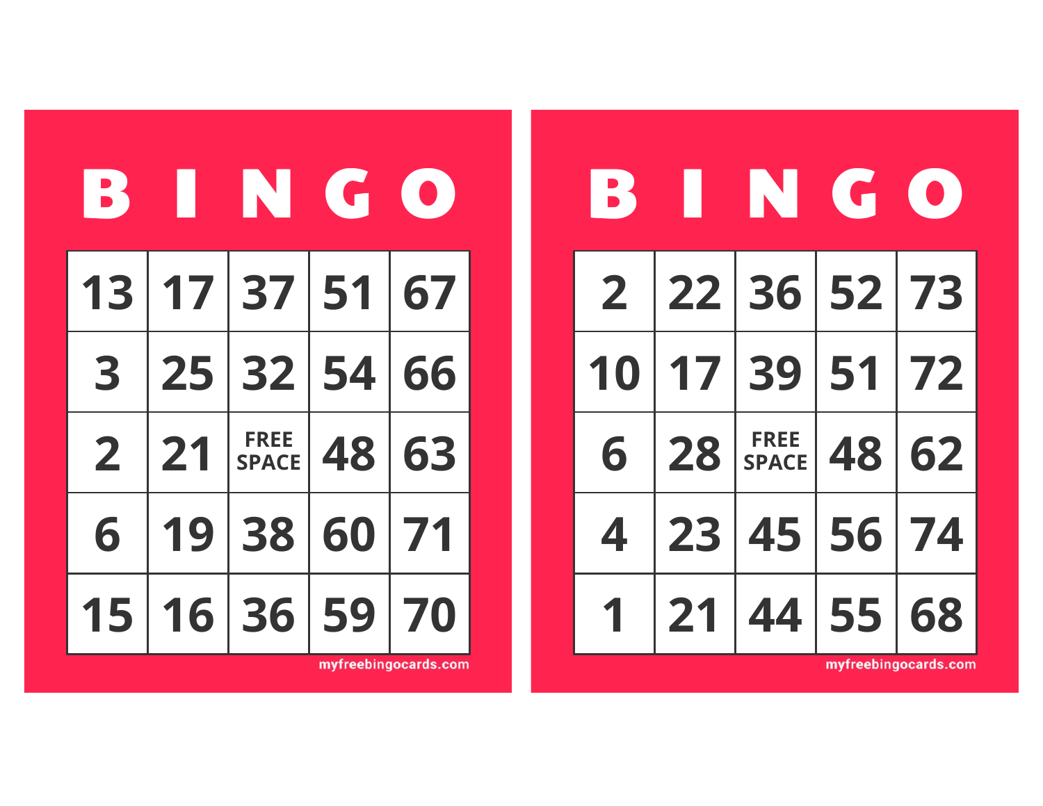| B | I | N | G | O |
|---|---|---|---|---|
| 13 | 17 | 37 | 51 | 67 |
| 3 | 25 | 32 | 54 | 66 |
| 2 | 21 | FREE SPACE | 48 | 63 |
| 6 | 19 | 38 | 60 | 71 |
| 15 | 16 | 36 | 59 | 70 |

myfreebingocards.com

| B | I | N | G | O |
|---|---|---|---|---|
| 2 | 22 | 36 | 52 | 73 |
| 10 | 17 | 39 | 51 | 72 |
| 6 | 28 | FREE SPACE | 48 | 62 |
| 4 | 23 | 45 | 56 | 74 |
| 1 | 21 | 44 | 55 | 68 |

myfreebingocards.com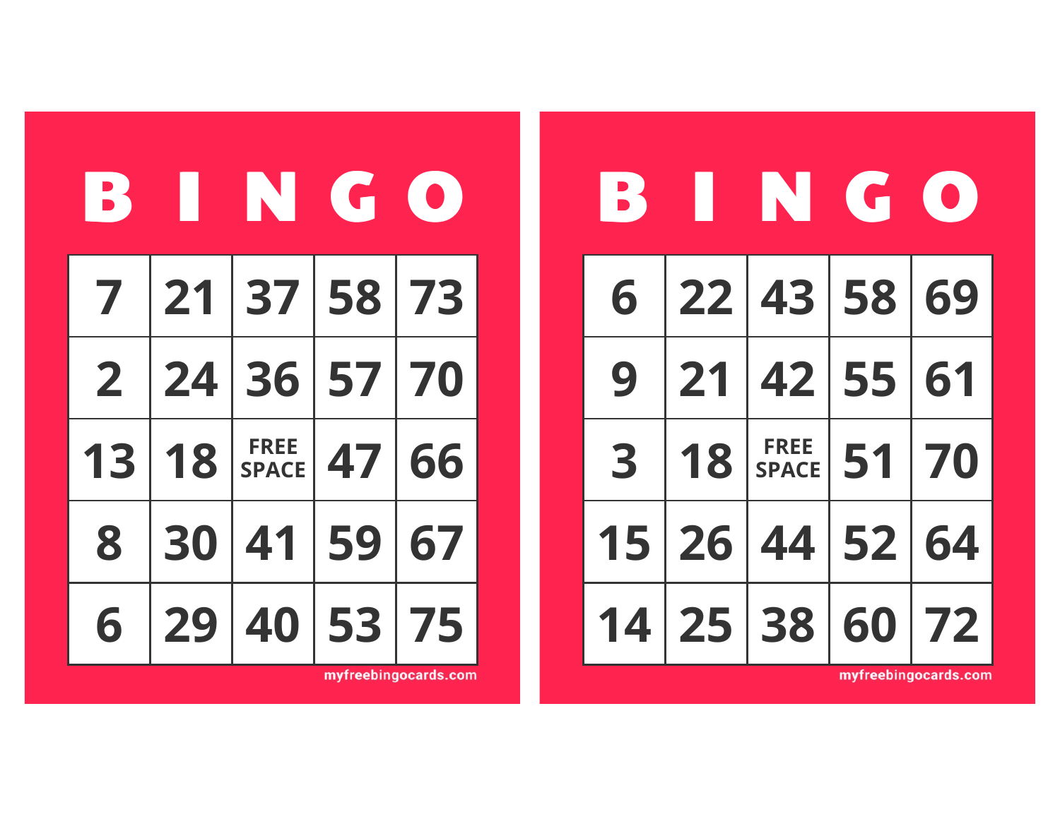# BINGO

| B | I | N | G | O |
|---|---|---|---|---|
| 7 | 21 | 37 | 58 | 73 |
| 2 | 24 | 36 | 57 | 70 |
| 13 | 18 | FREE SPACE | 47 | 66 |
| 8 | 30 | 41 | 59 | 67 |
| 6 | 29 | 40 | 53 | 75 |

myfreebingocards.com

# BINGO

| B | I | N | G | O |
|---|---|---|---|---|
| 6 | 22 | 43 | 58 | 69 |
| 9 | 21 | 42 | 55 | 61 |
| 3 | 18 | FREE SPACE | 51 | 70 |
| 15 | 26 | 44 | 52 | 64 |
| 14 | 25 | 38 | 60 | 72 |

myfreebingocards.com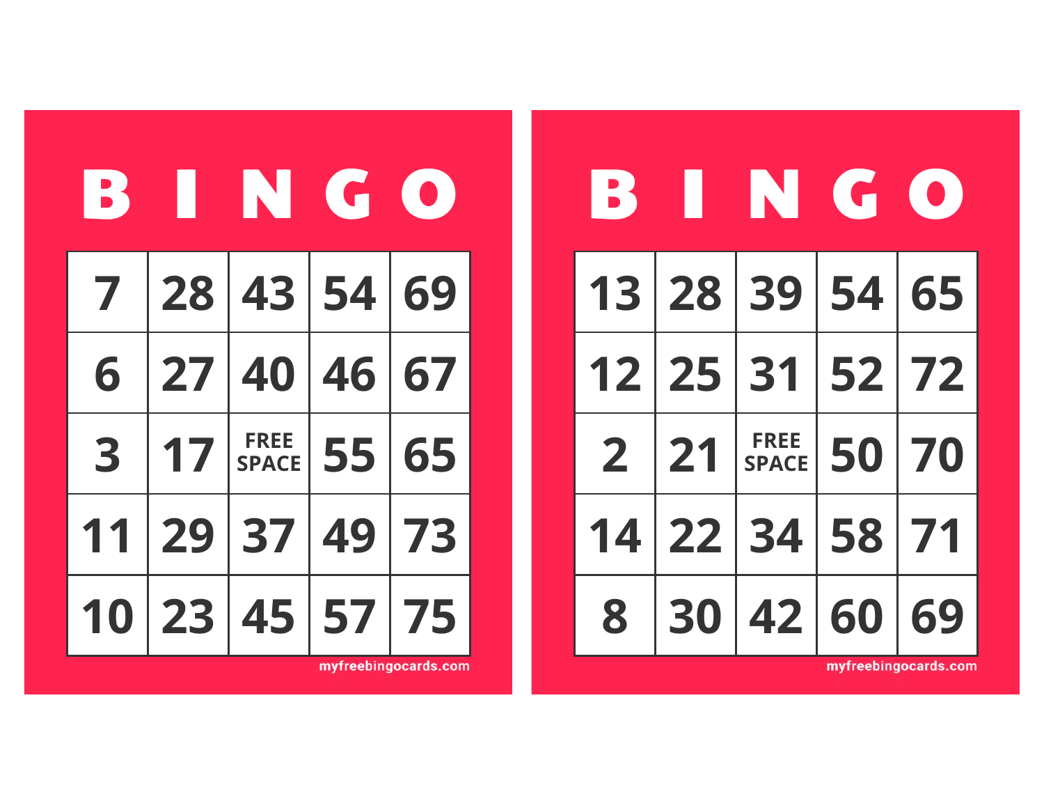| B | I | N | G | O |
| --- | --- | --- | --- | --- |
| 7 | 28 | 43 | 54 | 69 |
| 6 | 27 | 40 | 46 | 67 |
| 3 | 17 | FREE SPACE | 55 | 65 |
| 11 | 29 | 37 | 49 | 73 |
| 10 | 23 | 45 | 57 | 75 |

myfreebingocards.com

| B | I | N | G | O |
| --- | --- | --- | --- | --- |
| 13 | 28 | 39 | 54 | 65 |
| 12 | 25 | 31 | 52 | 72 |
| 2 | 21 | FREE SPACE | 50 | 70 |
| 14 | 22 | 34 | 58 | 71 |
| 8 | 30 | 42 | 60 | 69 |

myfreebingocards.com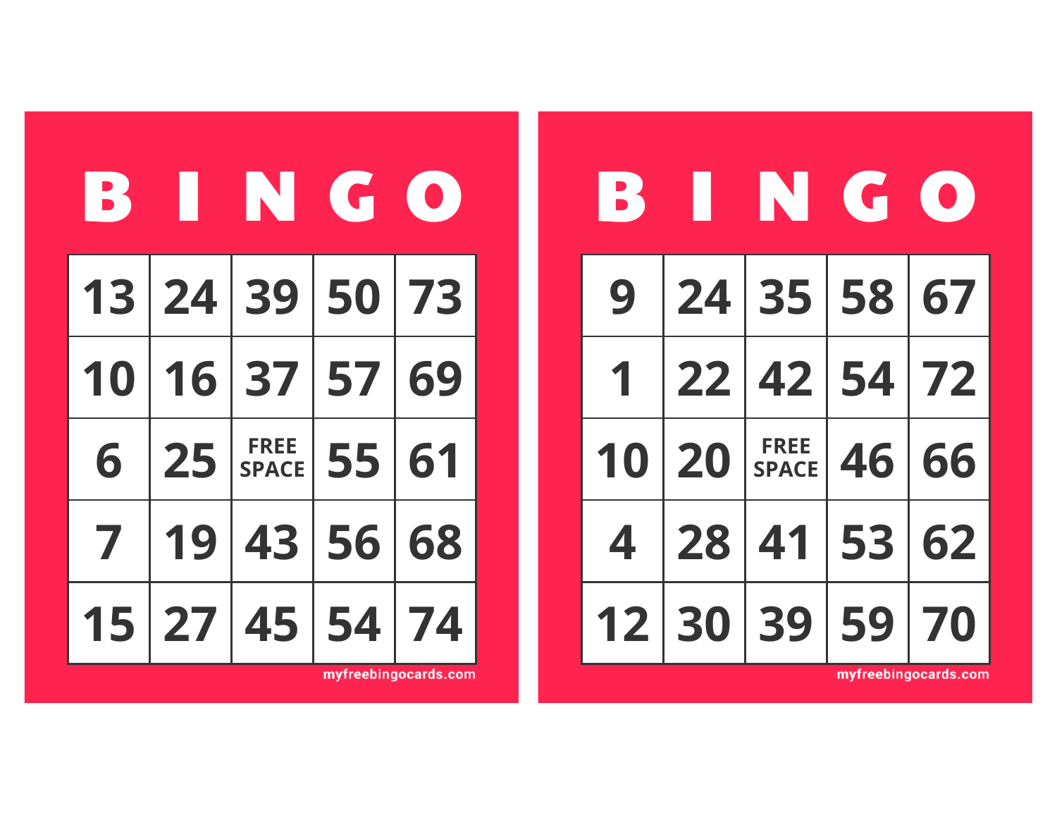| B | I | N | G | O |
|---|---|---|---|---|
| 13 | 24 | 39 | 50 | 73 |
| 10 | 16 | 37 | 57 | 69 |
| 6 | 25 | FREE SPACE | 55 | 61 |
| 7 | 19 | 43 | 56 | 68 |
| 15 | 27 | 45 | 54 | 74 |

myfreebingocards.com

| B | I | N | G | O |
|---|---|---|---|---|
| 9 | 24 | 35 | 58 | 67 |
| 1 | 22 | 42 | 54 | 72 |
| 10 | 20 | FREE SPACE | 46 | 66 |
| 4 | 28 | 41 | 53 | 62 |
| 12 | 30 | 39 | 59 | 70 |

myfreebingocards.com